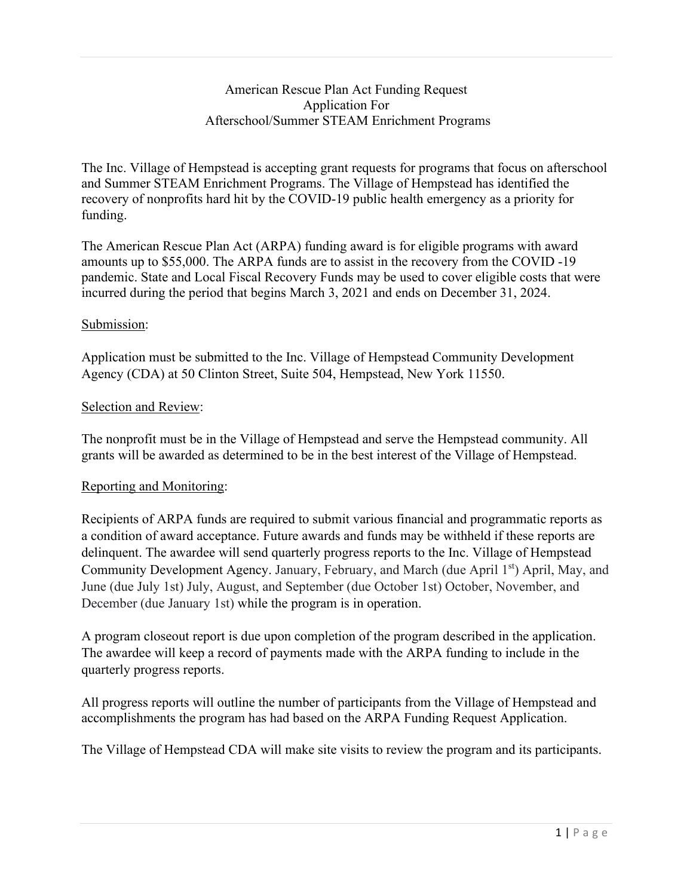# American Rescue Plan Act Funding Request
## Application For
## Afterschool/Summer STEAM Enrichment Programs

The Inc. Village of Hempstead is accepting grant requests for programs that focus on afterschool and Summer STEAM Enrichment Programs. The Village of Hempstead has identified the recovery of nonprofits hard hit by the COVID-19 public health emergency as a priority for funding.

The American Rescue Plan Act (ARPA) funding award is for eligible programs with award amounts up to $55,000. The ARPA funds are to assist in the recovery from the COVID -19 pandemic. State and Local Fiscal Recovery Funds may be used to cover eligible costs that were incurred during the period that begins March 3, 2021 and ends on December 31, 2024.

Submission:

Application must be submitted to the Inc. Village of Hempstead Community Development Agency (CDA) at 50 Clinton Street, Suite 504, Hempstead, New York 11550.

Selection and Review:

The nonprofit must be in the Village of Hempstead and serve the Hempstead community. All grants will be awarded as determined to be in the best interest of the Village of Hempstead.

Reporting and Monitoring:

Recipients of ARPA funds are required to submit various financial and programmatic reports as a condition of award acceptance. Future awards and funds may be withheld if these reports are delinquent. The awardee will send quarterly progress reports to the Inc. Village of Hempstead Community Development Agency. January, February, and March (due April 1st) April, May, and June (due July 1st) July, August, and September (due October 1st) October, November, and December (due January 1st) while the program is in operation.

A program closeout report is due upon completion of the program described in the application. The awardee will keep a record of payments made with the ARPA funding to include in the quarterly progress reports.

All progress reports will outline the number of participants from the Village of Hempstead and accomplishments the program has had based on the ARPA Funding Request Application.

The Village of Hempstead CDA will make site visits to review the program and its participants.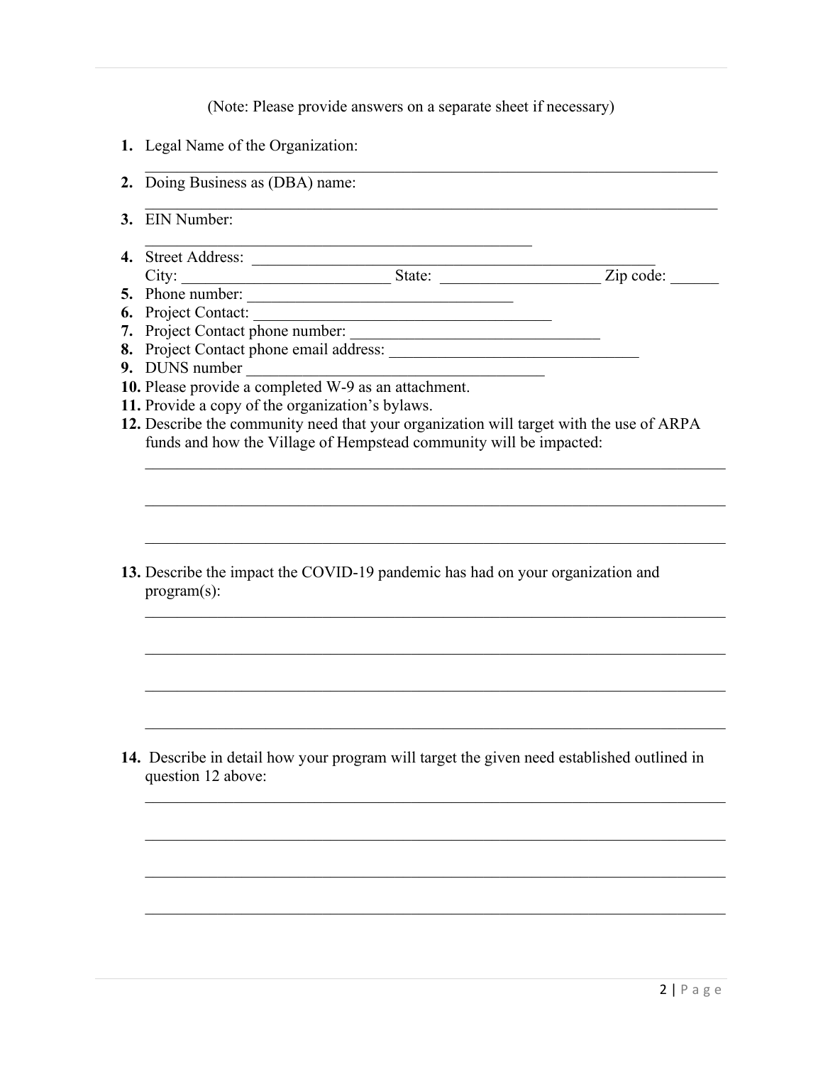(Note: Please provide answers on a separate sheet if necessary)

1. Legal Name of the Organization: ______________________________________________________________________
2. Doing Business as (DBA) name: ______________________________________________________________________
3. EIN Number: ________________________________________
4. Street Address: __________________________________________________
   City: ________________________ State: __________________ Zip code: ______
5. Phone number: ______________________________
6. Project Contact: __________________________________
7. Project Contact phone number: ____________________________
8. Project Contact phone email address: ____________________________
9. DUNS number __________________________________
10. Please provide a completed W-9 as an attachment.
11. Provide a copy of the organization's bylaws.
12. Describe the community need that your organization will target with the use of ARPA funds and how the Village of Hempstead community will be impacted:

    ______________________________________________________________________

    ______________________________________________________________________

    ______________________________________________________________________

13. Describe the impact the COVID-19 pandemic has had on your organization and program(s):

    ______________________________________________________________________

    ______________________________________________________________________

    ______________________________________________________________________

    ______________________________________________________________________

14. Describe in detail how your program will target the given need established outlined in question 12 above:

    ______________________________________________________________________

    ______________________________________________________________________

    ______________________________________________________________________

    ______________________________________________________________________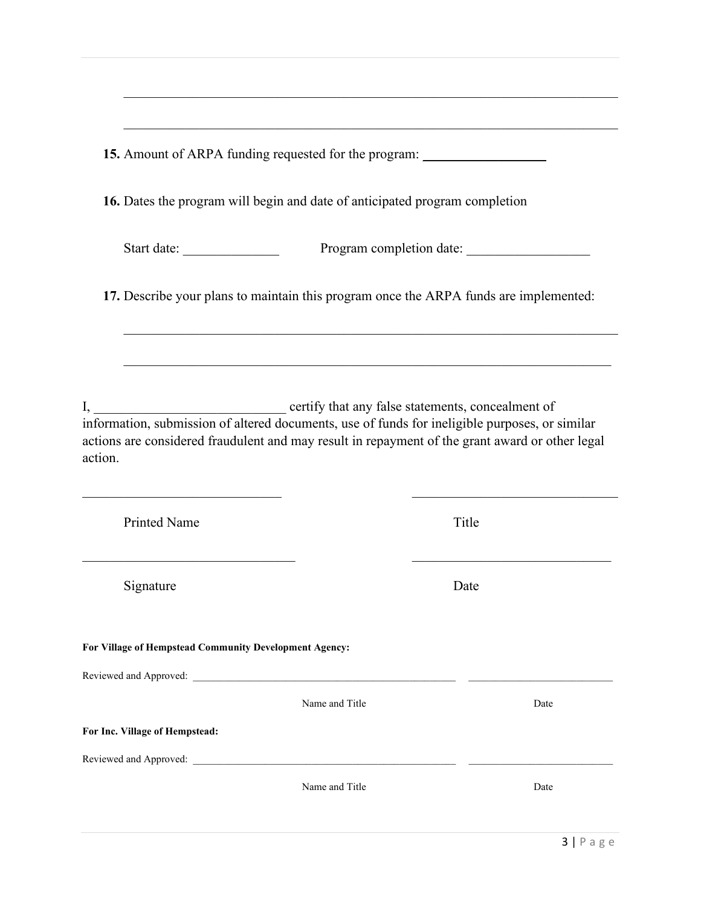_______________________________________________________________________

_______________________________________________________________________

**15.** Amount of ARPA funding requested for the program: __________________

**16.** Dates the program will begin and date of anticipated program completion

Start date: ______________ Program completion date: __________________

**17.** Describe your plans to maintain this program once the ARPA funds are implemented:

_______________________________________________________________________

_______________________________________________________________________

I, ___________________________ certify that any false statements, concealment of information, submission of altered documents, use of funds for ineligible purposes, or similar actions are considered fraudulent and may result in repayment of the grant award or other legal action.

_____________________________ _______________________________

Printed Name Title

_______________________________ ______________________________

Signature Date

**For Village of Hempstead Community Development Agency:**

Reviewed and Approved: ___________________________________________________ ___________________________

Name and Title Date

**For Inc. Village of Hempstead:**

Reviewed and Approved: ___________________________________________________ ___________________________

Name and Title Date